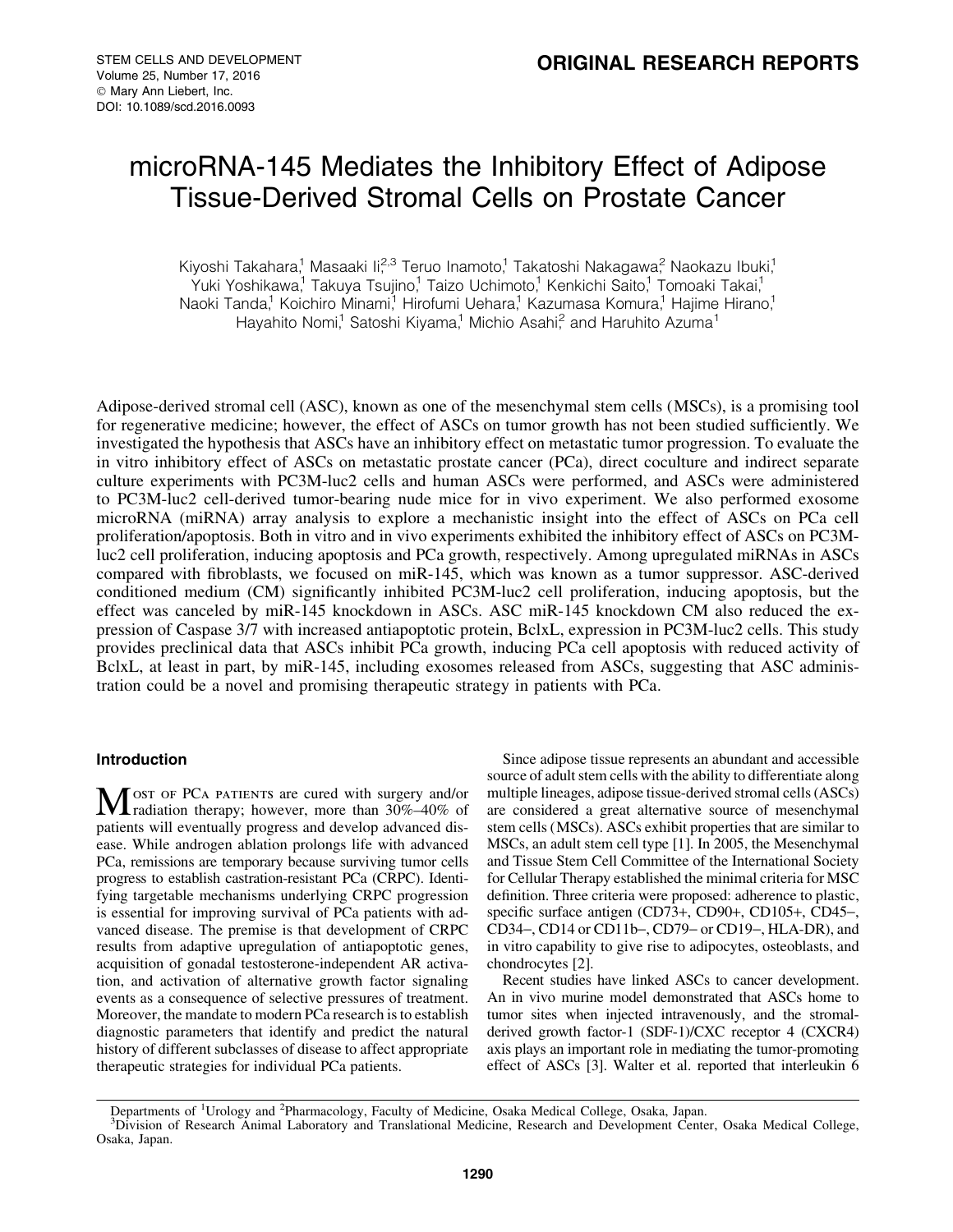ORIGINAL RESEARCH REPORTS

# microRNA-145 Mediates the Inhibitory Effect of Adipose Tissue-Derived Stromal Cells on Prostate Cancer

Kiyoshi Takahara,[1] Masaaki Ii,[2,3] Teruo Inamoto,[1] Takatoshi Nakagawa,[2] Naokazu Ibuki,[1] Yuki Yoshikawa,[1] Takuya Tsujino,[1] Taizo Uchimoto,[1] Kenkichi Saito,[1] Tomoaki Takai,[1] Naoki Tanda,[1] Koichiro Minami,[1] Hirofumi Uehara,[1] Kazumasa Komura,[1] Hajime Hirano,[1] Hayahito Nomi,[1] Satoshi Kiyama,[1] Michio Asahi,[2] and Haruhito Azuma[1]

Adipose-derived stromal cell (ASC), known as one of the mesenchymal stem cells (MSCs), is a promising tool for regenerative medicine; however, the effect of ASCs on tumor growth has not been studied sufficiently. We investigated the hypothesis that ASCs have an inhibitory effect on metastatic tumor progression. To evaluate the in vitro inhibitory effect of ASCs on metastatic prostate cancer (PCa), direct coculture and indirect separate culture experiments with PC3M-luc2 cells and human ASCs were performed, and ASCs were administered to PC3M-luc2 cell-derived tumor-bearing nude mice for in vivo experiment. We also performed exosome microRNA (miRNA) array analysis to explore a mechanistic insight into the effect of ASCs on PCa cell proliferation/apoptosis. Both in vitro and in vivo experiments exhibited the inhibitory effect of ASCs on PC3M-luc2 cell proliferation, inducing apoptosis and PCa growth, respectively. Among upregulated miRNAs in ASCs compared with fibroblasts, we focused on miR-145, which was known as a tumor suppressor. ASC-derived conditioned medium (CM) significantly inhibited PC3M-luc2 cell proliferation, inducing apoptosis, but the effect was canceled by miR-145 knockdown in ASCs. ASC miR-145 knockdown CM also reduced the expression of Caspase 3/7 with increased antiapoptotic protein, BclxL, expression in PC3M-luc2 cells. This study provides preclinical data that ASCs inhibit PCa growth, inducing PCa cell apoptosis with reduced activity of BclxL, at least in part, by miR-145, including exosomes released from ASCs, suggesting that ASC administration could be a novel and promising therapeutic strategy in patients with PCa.

## Introduction

Most of PCa patients are cured with surgery and/or radiation therapy; however, more than 30%–40% of patients will eventually progress and develop advanced disease. While androgen ablation prolongs life with advanced PCa, remissions are temporary because surviving tumor cells progress to establish castration-resistant PCa (CRPC). Identifying targetable mechanisms underlying CRPC progression is essential for improving survival of PCa patients with advanced disease. The premise is that development of CRPC results from adaptive upregulation of antiapoptotic genes, acquisition of gonadal testosterone-independent AR activation, and activation of alternative growth factor signaling events as a consequence of selective pressures of treatment. Moreover, the mandate to modern PCa research is to establish diagnostic parameters that identify and predict the natural history of different subclasses of disease to affect appropriate therapeutic strategies for individual PCa patients.

Since adipose tissue represents an abundant and accessible source of adult stem cells with the ability to differentiate along multiple lineages, adipose tissue-derived stromal cells (ASCs) are considered a great alternative source of mesenchymal stem cells (MSCs). ASCs exhibit properties that are similar to MSCs, an adult stem cell type [1]. In 2005, the Mesenchymal and Tissue Stem Cell Committee of the International Society for Cellular Therapy established the minimal criteria for MSC definition. Three criteria were proposed: adherence to plastic, specific surface antigen (CD73+, CD90+, CD105+, CD45−, CD34−, CD14 or CD11b−, CD79− or CD19−, HLA-DR), and in vitro capability to give rise to adipocytes, osteoblasts, and chondrocytes [2].

Recent studies have linked ASCs to cancer development. An in vivo murine model demonstrated that ASCs home to tumor sites when injected intravenously, and the stromal-derived growth factor-1 (SDF-1)/CXC receptor 4 (CXCR4) axis plays an important role in mediating the tumor-promoting effect of ASCs [3]. Walter et al. reported that interleukin 6

Departments of [1]Urology and [2]Pharmacology, Faculty of Medicine, Osaka Medical College, Osaka, Japan.
[3]Division of Research Animal Laboratory and Translational Medicine, Research and Development Center, Osaka Medical College, Osaka, Japan.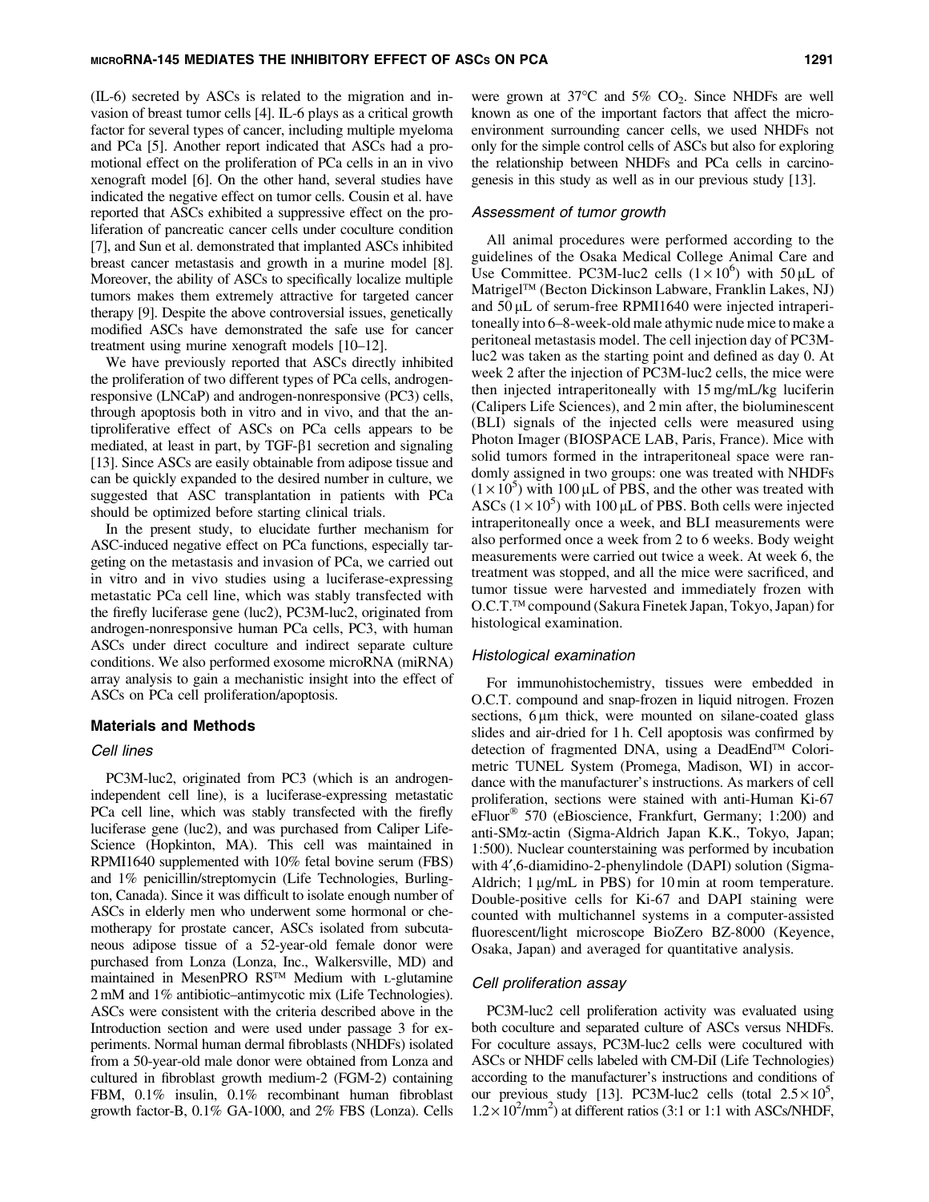(IL-6) secreted by ASCs is related to the migration and invasion of breast tumor cells [4]. IL-6 plays as a critical growth factor for several types of cancer, including multiple myeloma and PCa [5]. Another report indicated that ASCs had a promotional effect on the proliferation of PCa cells in an in vivo xenograft model [6]. On the other hand, several studies have indicated the negative effect on tumor cells. Cousin et al. have reported that ASCs exhibited a suppressive effect on the proliferation of pancreatic cancer cells under coculture condition [7], and Sun et al. demonstrated that implanted ASCs inhibited breast cancer metastasis and growth in a murine model [8]. Moreover, the ability of ASCs to specifically localize multiple tumors makes them extremely attractive for targeted cancer therapy [9]. Despite the above controversial issues, genetically modified ASCs have demonstrated the safe use for cancer treatment using murine xenograft models [10–12].

We have previously reported that ASCs directly inhibited the proliferation of two different types of PCa cells, androgen-responsive (LNCaP) and androgen-nonresponsive (PC3) cells, through apoptosis both in vitro and in vivo, and that the antiproliferative effect of ASCs on PCa cells appears to be mediated, at least in part, by TGF-β1 secretion and signaling [13]. Since ASCs are easily obtainable from adipose tissue and can be quickly expanded to the desired number in culture, we suggested that ASC transplantation in patients with PCa should be optimized before starting clinical trials.

In the present study, to elucidate further mechanism for ASC-induced negative effect on PCa functions, especially targeting on the metastasis and invasion of PCa, we carried out in vitro and in vivo studies using a luciferase-expressing metastatic PCa cell line, which was stably transfected with the firefly luciferase gene (luc2), PC3M-luc2, originated from androgen-nonresponsive human PCa cells, PC3, with human ASCs under direct coculture and indirect separate culture conditions. We also performed exosome microRNA (miRNA) array analysis to gain a mechanistic insight into the effect of ASCs on PCa cell proliferation/apoptosis.

## Materials and Methods

### Cell lines

PC3M-luc2, originated from PC3 (which is an androgen-independent cell line), is a luciferase-expressing metastatic PCa cell line, which was stably transfected with the firefly luciferase gene (luc2), and was purchased from Caliper Life-Science (Hopkinton, MA). This cell was maintained in RPMI1640 supplemented with 10% fetal bovine serum (FBS) and 1% penicillin/streptomycin (Life Technologies, Burlington, Canada). Since it was difficult to isolate enough number of ASCs in elderly men who underwent some hormonal or chemotherapy for prostate cancer, ASCs isolated from subcutaneous adipose tissue of a 52-year-old female donor were purchased from Lonza (Lonza, Inc., Walkersville, MD) and maintained in MesenPRO RS™ Medium with L-glutamine 2 mM and 1% antibiotic–antimycotic mix (Life Technologies). ASCs were consistent with the criteria described above in the Introduction section and were used under passage 3 for experiments. Normal human dermal fibroblasts (NHDFs) isolated from a 50-year-old male donor were obtained from Lonza and cultured in fibroblast growth medium-2 (FGM-2) containing FBM, 0.1% insulin, 0.1% recombinant human fibroblast growth factor-B, 0.1% GA-1000, and 2% FBS (Lonza). Cells were grown at 37°C and 5% $CO_2$. Since NHDFs are well known as one of the important factors that affect the microenvironment surrounding cancer cells, we used NHDFs not only for the simple control cells of ASCs but also for exploring the relationship between NHDFs and PCa cells in carcinogenesis in this study as well as in our previous study [13].

### Assessment of tumor growth

All animal procedures were performed according to the guidelines of the Osaka Medical College Animal Care and Use Committee. PC3M-luc2 cells ($1\times10^6$) with 50 μL of Matrigel™ (Becton Dickinson Labware, Franklin Lakes, NJ) and 50 μL of serum-free RPMI1640 were injected intraperitoneally into 6–8-week-old male athymic nude mice to make a peritoneal metastasis model. The cell injection day of PC3M-luc2 was taken as the starting point and defined as day 0. At week 2 after the injection of PC3M-luc2 cells, the mice were then injected intraperitoneally with 15 mg/mL/kg luciferin (Calipers Life Sciences), and 2 min after, the bioluminescent (BLI) signals of the injected cells were measured using Photon Imager (BIOSPACE LAB, Paris, France). Mice with solid tumors formed in the intraperitoneal space were randomly assigned in two groups: one was treated with NHDFs ($1\times10^5$) with 100 μL of PBS, and the other was treated with ASCs ($1\times10^5$) with 100 μL of PBS. Both cells were injected intraperitoneally once a week, and BLI measurements were also performed once a week from 2 to 6 weeks. Body weight measurements were carried out twice a week. At week 6, the treatment was stopped, and all the mice were sacrificed, and tumor tissue were harvested and immediately frozen with O.C.T.™ compound (Sakura Finetek Japan, Tokyo, Japan) for histological examination.

### Histological examination

For immunohistochemistry, tissues were embedded in O.C.T. compound and snap-frozen in liquid nitrogen. Frozen sections, 6 μm thick, were mounted on silane-coated glass slides and air-dried for 1 h. Cell apoptosis was confirmed by detection of fragmented DNA, using a DeadEnd™ Colorimetric TUNEL System (Promega, Madison, WI) in accordance with the manufacturer's instructions. As markers of cell proliferation, sections were stained with anti-Human Ki-67 eFluor® 570 (eBioscience, Frankfurt, Germany; 1:200) and anti-SMα-actin (Sigma-Aldrich Japan K.K., Tokyo, Japan; 1:500). Nuclear counterstaining was performed by incubation with 4′,6-diamidino-2-phenylindole (DAPI) solution (Sigma-Aldrich; 1 μg/mL in PBS) for 10 min at room temperature. Double-positive cells for Ki-67 and DAPI staining were counted with multichannel systems in a computer-assisted fluorescent/light microscope BioZero BZ-8000 (Keyence, Osaka, Japan) and averaged for quantitative analysis.

### Cell proliferation assay

PC3M-luc2 cell proliferation activity was evaluated using both coculture and separated culture of ASCs versus NHDFs. For coculture assays, PC3M-luc2 cells were cocultured with ASCs or NHDF cells labeled with CM-DiI (Life Technologies) according to the manufacturer's instructions and conditions of our previous study [13]. PC3M-luc2 cells (total $2.5\times10^5$, $1.2\times10^2$/mm$^2$) at different ratios (3:1 or 1:1 with ASCs/NHDF,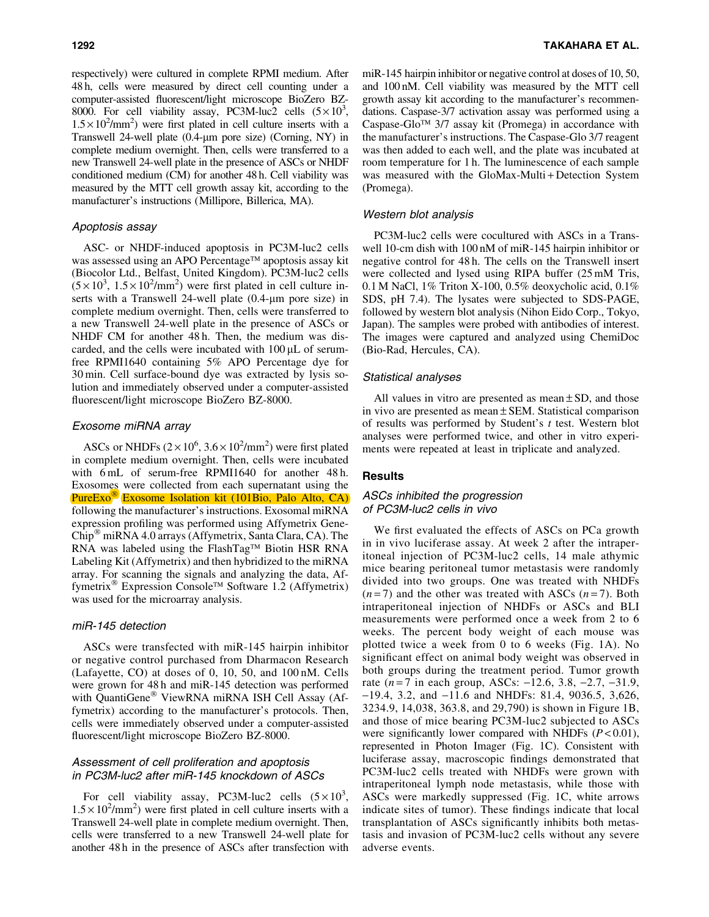respectively) were cultured in complete RPMI medium. After 48 h, cells were measured by direct cell counting under a computer-assisted fluorescent/light microscope BioZero BZ-8000. For cell viability assay, PC3M-luc2 cells ($5 \times 10^3$, $1.5 \times 10^2$/mm$^2$) were first plated in cell culture inserts with a Transwell 24-well plate (0.4-μm pore size) (Corning, NY) in complete medium overnight. Then, cells were transferred to a new Transwell 24-well plate in the presence of ASCs or NHDF conditioned medium (CM) for another 48 h. Cell viability was measured by the MTT cell growth assay kit, according to the manufacturer's instructions (Millipore, Billerica, MA).

### Apoptosis assay

ASC- or NHDF-induced apoptosis in PC3M-luc2 cells was assessed using an APO Percentage™ apoptosis assay kit (Biocolor Ltd., Belfast, United Kingdom). PC3M-luc2 cells ($5 \times 10^3$, $1.5 \times 10^2$/mm$^2$) were first plated in cell culture inserts with a Transwell 24-well plate (0.4-μm pore size) in complete medium overnight. Then, cells were transferred to a new Transwell 24-well plate in the presence of ASCs or NHDF CM for another 48 h. Then, the medium was discarded, and the cells were incubated with 100 μL of serum-free RPMI1640 containing 5% APO Percentage dye for 30 min. Cell surface-bound dye was extracted by lysis solution and immediately observed under a computer-assisted fluorescent/light microscope BioZero BZ-8000.

### Exosome miRNA array

ASCs or NHDFs ($2 \times 10^6$, $3.6 \times 10^2$/mm$^2$) were first plated in complete medium overnight. Then, cells were incubated with 6 mL of serum-free RPMI1640 for another 48 h. Exosomes were collected from each supernatant using the PureExo® Exosome Isolation kit (101Bio, Palo Alto, CA) following the manufacturer's instructions. Exosomal miRNA expression profiling was performed using Affymetrix GeneChip® miRNA 4.0 arrays (Affymetrix, Santa Clara, CA). The RNA was labeled using the FlashTag™ Biotin HSR RNA Labeling Kit (Affymetrix) and then hybridized to the miRNA array. For scanning the signals and analyzing the data, Affymetrix® Expression Console™ Software 1.2 (Affymetrix) was used for the microarray analysis.

### miR-145 detection

ASCs were transfected with miR-145 hairpin inhibitor or negative control purchased from Dharmacon Research (Lafayette, CO) at doses of 0, 10, 50, and 100 nM. Cells were grown for 48 h and miR-145 detection was performed with QuantiGene® ViewRNA miRNA ISH Cell Assay (Affymetrix) according to the manufacturer's protocols. Then, cells were immediately observed under a computer-assisted fluorescent/light microscope BioZero BZ-8000.

### Assessment of cell proliferation and apoptosis in PC3M-luc2 after miR-145 knockdown of ASCs

For cell viability assay, PC3M-luc2 cells ($5 \times 10^3$, $1.5 \times 10^2$/mm$^2$) were first plated in cell culture inserts with a Transwell 24-well plate in complete medium overnight. Then, cells were transferred to a new Transwell 24-well plate for another 48 h in the presence of ASCs after transfection with miR-145 hairpin inhibitor or negative control at doses of 10, 50, and 100 nM. Cell viability was measured by the MTT cell growth assay kit according to the manufacturer's recommendations. Caspase-3/7 activation assay was performed using a Caspase-Glo™ 3/7 assay kit (Promega) in accordance with the manufacturer's instructions. The Caspase-Glo 3/7 reagent was then added to each well, and the plate was incubated at room temperature for 1 h. The luminescence of each sample was measured with the GloMax-Multi + Detection System (Promega).

### Western blot analysis

PC3M-luc2 cells were cocultured with ASCs in a Transwell 10-cm dish with 100 nM of miR-145 hairpin inhibitor or negative control for 48 h. The cells on the Transwell insert were collected and lysed using RIPA buffer (25 mM Tris, 0.1 M NaCl, 1% Triton X-100, 0.5% deoxycholic acid, 0.1% SDS, pH 7.4). The lysates were subjected to SDS-PAGE, followed by western blot analysis (Nihon Eido Corp., Tokyo, Japan). The samples were probed with antibodies of interest. The images were captured and analyzed using ChemiDoc (Bio-Rad, Hercules, CA).

### Statistical analyses

All values in vitro are presented as mean ± SD, and those in vivo are presented as mean ± SEM. Statistical comparison of results was performed by Student's *t* test. Western blot analyses were performed twice, and other in vitro experiments were repeated at least in triplicate and analyzed.

## Results

### ASCs inhibited the progression of PC3M-luc2 cells in vivo

We first evaluated the effects of ASCs on PCa growth in in vivo luciferase assay. At week 2 after the intraperitoneal injection of PC3M-luc2 cells, 14 male athymic mice bearing peritoneal tumor metastasis were randomly divided into two groups. One was treated with NHDFs ($n = 7$) and the other was treated with ASCs ($n = 7$). Both intraperitoneal injection of NHDFs or ASCs and BLI measurements were performed once a week from 2 to 6 weeks. The percent body weight of each mouse was plotted twice a week from 0 to 6 weeks (Fig. 1A). No significant effect on animal body weight was observed in both groups during the treatment period. Tumor growth rate ($n = 7$ in each group, ASCs: −12.6, 3.8, −2.7, −31.9, −19.4, 3.2, and −11.6 and NHDFs: 81.4, 9036.5, 3,626, 3234.9, 14,038, 363.8, and 29,790) is shown in Figure 1B, and those of mice bearing PC3M-luc2 subjected to ASCs were significantly lower compared with NHDFs ($P < 0.01$), represented in Photon Imager (Fig. 1C). Consistent with luciferase assay, macroscopic findings demonstrated that PC3M-luc2 cells treated with NHDFs were grown with intraperitoneal lymph node metastasis, while those with ASCs were markedly suppressed (Fig. 1C, white arrows indicate sites of tumor). These findings indicate that local transplantation of ASCs significantly inhibits both metastasis and invasion of PC3M-luc2 cells without any severe adverse events.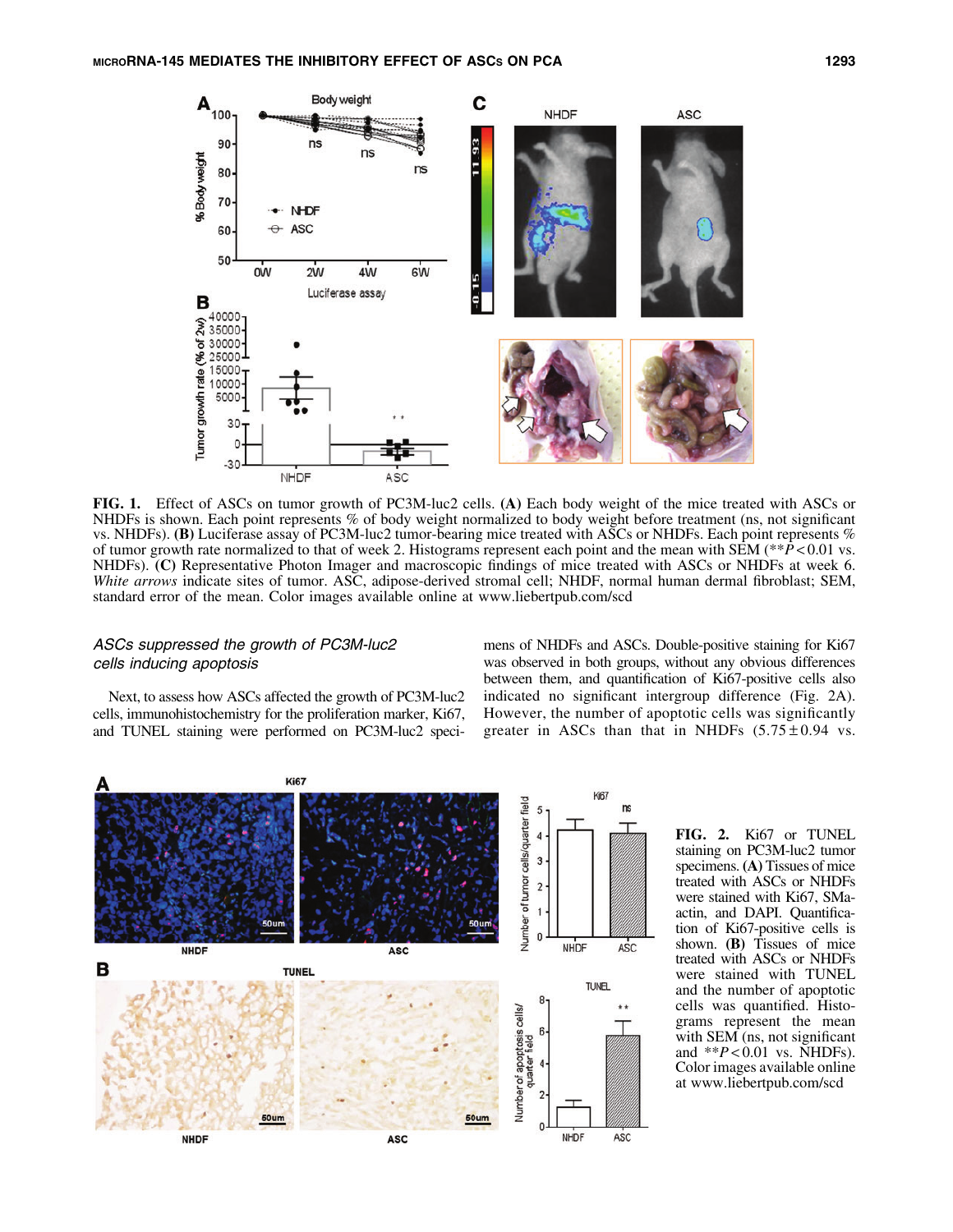**FIG. 1.** Effect of ASCs on tumor growth of PC3M-luc2 cells. **(A)** Each body weight of the mice treated with ASCs or NHDFs is shown. Each point represents % of body weight normalized to body weight before treatment (ns, not significant vs. NHDFs). **(B)** Luciferase assay of PC3M-luc2 tumor-bearing mice treated with ASCs or NHDFs. Each point represents % of tumor growth rate normalized to that of week 2. Histograms represent each point and the mean with SEM ($^{**}P < 0.01$ vs. NHDFs). **(C)** Representative Photon Imager and macroscopic findings of mice treated with ASCs or NHDFs at week 6. *White arrows* indicate sites of tumor. ASC, adipose-derived stromal cell; NHDF, normal human dermal fibroblast; SEM, standard error of the mean. Color images available online at www.liebertpub.com/scd

### *ASCs suppressed the growth of PC3M-luc2 cells inducing apoptosis*

Next, to assess how ASCs affected the growth of PC3M-luc2 cells, immunohistochemistry for the proliferation marker, Ki67, and TUNEL staining were performed on PC3M-luc2 specimens of NHDFs and ASCs. Double-positive staining for Ki67 was observed in both groups, without any obvious differences between them, and quantification of Ki67-positive cells also indicated no significant intergroup difference (Fig. 2A). However, the number of apoptotic cells was significantly greater in ASCs than that in NHDFs ($5.75 \pm 0.94$ vs.

**FIG. 2.** Ki67 or TUNEL staining on PC3M-luc2 tumor specimens. **(A)** Tissues of mice treated with ASCs or NHDFs were stained with Ki67, SMa-actin, and DAPI. Quantification of Ki67-positive cells is shown. **(B)** Tissues of mice treated with ASCs or NHDFs were stained with TUNEL and the number of apoptotic cells was quantified. Histograms represent the mean with SEM (ns, not significant and $^{**}P < 0.01$ vs. NHDFs). Color images available online at www.liebertpub.com/scd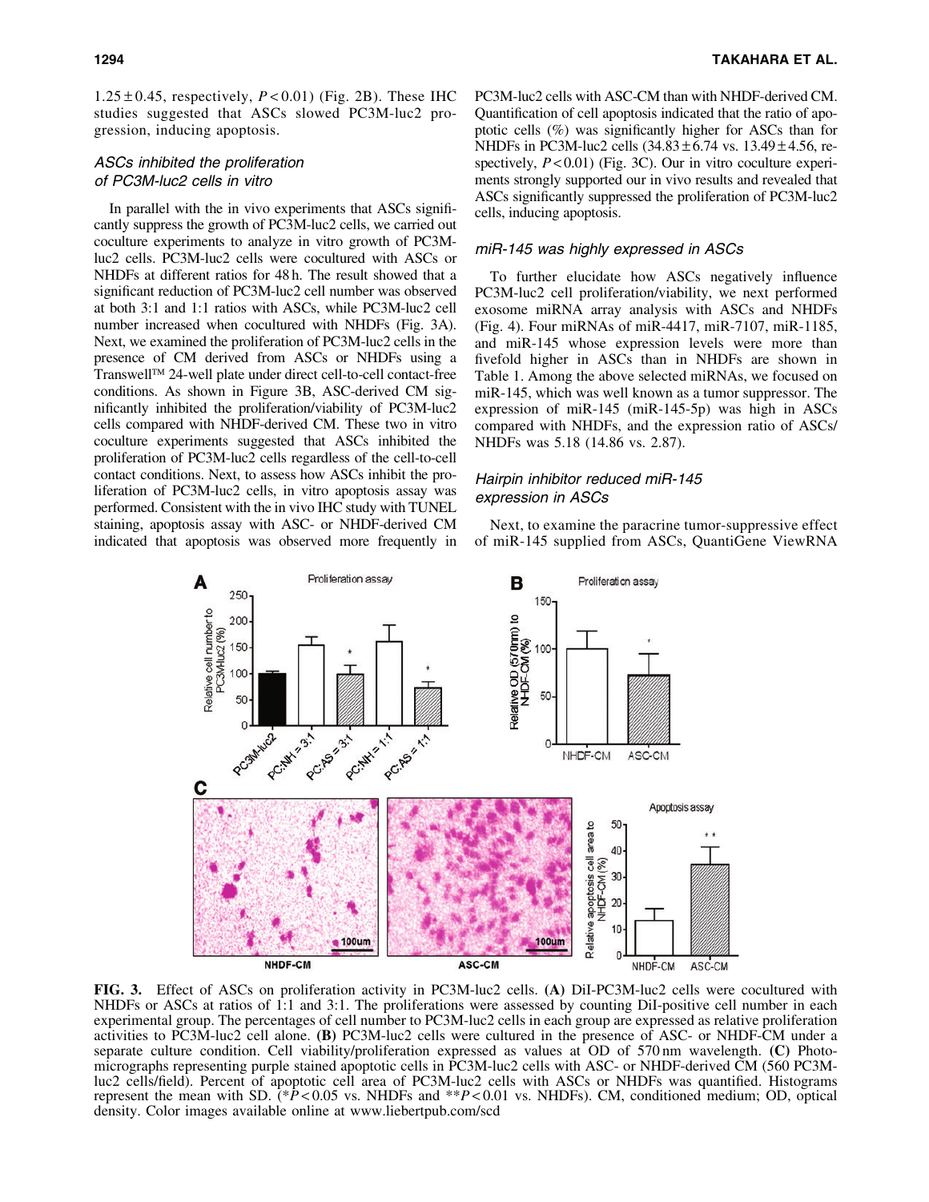$1.25 \pm 0.45$, respectively, $P < 0.01$) (Fig. 2B). These IHC studies suggested that ASCs slowed PC3M-luc2 progression, inducing apoptosis.

### ASCs inhibited the proliferation of PC3M-luc2 cells in vitro

In parallel with the in vivo experiments that ASCs significantly suppress the growth of PC3M-luc2 cells, we carried out coculture experiments to analyze in vitro growth of PC3M-luc2 cells. PC3M-luc2 cells were cocultured with ASCs or NHDFs at different ratios for 48 h. The result showed that a significant reduction of PC3M-luc2 cell number was observed at both 3:1 and 1:1 ratios with ASCs, while PC3M-luc2 cell number increased when cocultured with NHDFs (Fig. 3A). Next, we examined the proliferation of PC3M-luc2 cells in the presence of CM derived from ASCs or NHDFs using a Transwell™ 24-well plate under direct cell-to-cell contact-free conditions. As shown in Figure 3B, ASC-derived CM significantly inhibited the proliferation/viability of PC3M-luc2 cells compared with NHDF-derived CM. These two in vitro coculture experiments suggested that ASCs inhibited the proliferation of PC3M-luc2 cells regardless of the cell-to-cell contact conditions. Next, to assess how ASCs inhibit the proliferation of PC3M-luc2 cells, in vitro apoptosis assay was performed. Consistent with the in vivo IHC study with TUNEL staining, apoptosis assay with ASC- or NHDF-derived CM indicated that apoptosis was observed more frequently in PC3M-luc2 cells with ASC-CM than with NHDF-derived CM. Quantification of cell apoptosis indicated that the ratio of apoptotic cells (%) was significantly higher for ASCs than for NHDFs in PC3M-luc2 cells ($34.83 \pm 6.74$ vs. $13.49 \pm 4.56$, respectively, $P < 0.01$) (Fig. 3C). Our in vitro coculture experiments strongly supported our in vivo results and revealed that ASCs significantly suppressed the proliferation of PC3M-luc2 cells, inducing apoptosis.

### miR-145 was highly expressed in ASCs

To further elucidate how ASCs negatively influence PC3M-luc2 cell proliferation/viability, we next performed exosome miRNA array analysis with ASCs and NHDFs (Fig. 4). Four miRNAs of miR-4417, miR-7107, miR-1185, and miR-145 whose expression levels were more than fivefold higher in ASCs than in NHDFs are shown in Table 1. Among the above selected miRNAs, we focused on miR-145, which was well known as a tumor suppressor. The expression of miR-145 (miR-145-5p) was high in ASCs compared with NHDFs, and the expression ratio of ASCs/NHDFs was 5.18 (14.86 vs. 2.87).

### Hairpin inhibitor reduced miR-145 expression in ASCs

Next, to examine the paracrine tumor-suppressive effect of miR-145 supplied from ASCs, QuantiGene ViewRNA

**FIG. 3.** Effect of ASCs on proliferation activity in PC3M-luc2 cells. **(A)** DiI-PC3M-luc2 cells were cocultured with NHDFs or ASCs at ratios of 1:1 and 3:1. The proliferations were assessed by counting DiI-positive cell number in each experimental group. The percentages of cell number to PC3M-luc2 cells in each group are expressed as relative proliferation activities to PC3M-luc2 cell alone. **(B)** PC3M-luc2 cells were cultured in the presence of ASC- or NHDF-CM under a separate culture condition. Cell viability/proliferation expressed as values at OD of 570 nm wavelength. **(C)** Photomicrographs representing purple stained apoptotic cells in PC3M-luc2 cells with ASC- or NHDF-derived CM (560 PC3M-luc2 cells/field). Percent of apoptotic cell area of PC3M-luc2 cells with ASCs or NHDFs was quantified. Histograms represent the mean with SD. (*$P < 0.05$ vs. NHDFs and **$P < 0.01$ vs. NHDFs). CM, conditioned medium; OD, optical density. Color images available online at www.liebertpub.com/scd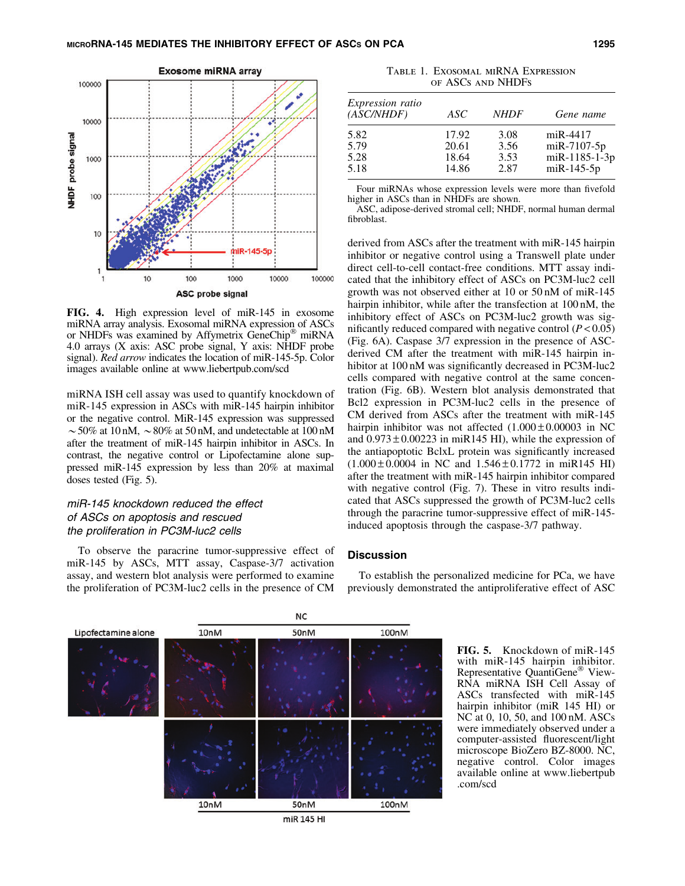FIG. 4. High expression level of miR-145 in exosome miRNA array analysis. Exosomal miRNA expression of ASCs or NHDFs was examined by Affymetrix GeneChip® miRNA 4.0 arrays (X axis: ASC probe signal, Y axis: NHDF probe signal). *Red arrow* indicates the location of miR-145-5p. Color images available online at www.liebertpub.com/scd

miRNA ISH cell assay was used to quantify knockdown of miR-145 expression in ASCs with miR-145 hairpin inhibitor or the negative control. MiR-145 expression was suppressed ~50% at 10 nM, ~80% at 50 nM, and undetectable at 100 nM after the treatment of miR-145 hairpin inhibitor in ASCs. In contrast, the negative control or Lipofectamine alone suppressed miR-145 expression by less than 20% at maximal doses tested (Fig. 5).

### *miR-145 knockdown reduced the effect of ASCs on apoptosis and rescued the proliferation in PC3M-luc2 cells*

To observe the paracrine tumor-suppressive effect of miR-145 by ASCs, MTT assay, Caspase-3/7 activation assay, and western blot analysis were performed to examine the proliferation of PC3M-luc2 cells in the presence of CM derived from ASCs after the treatment with miR-145 hairpin inhibitor or negative control using a Transwell plate under direct cell-to-cell contact-free conditions. MTT assay indicated that the inhibitory effect of ASCs on PC3M-luc2 cell growth was not observed either at 10 or 50 nM of miR-145 hairpin inhibitor, while after the transfection at 100 nM, the inhibitory effect of ASCs on PC3M-luc2 growth was significantly reduced compared with negative control ($P < 0.05$) (Fig. 6A). Caspase 3/7 expression in the presence of ASC-derived CM after the treatment with miR-145 hairpin inhibitor at 100 nM was significantly decreased in PC3M-luc2 cells compared with negative control at the same concentration (Fig. 6B). Western blot analysis demonstrated that Bcl2 expression in PC3M-luc2 cells in the presence of CM derived from ASCs after the treatment with miR-145 hairpin inhibitor was not affected ($1.000 \pm 0.00003$ in NC and $0.973 \pm 0.00223$ in miR145 HI), while the expression of the antiapoptotic BclxL protein was significantly increased ($1.000 \pm 0.0004$ in NC and $1.546 \pm 0.1772$ in miR145 HI) after the treatment with miR-145 hairpin inhibitor compared with negative control (Fig. 7). These in vitro results indicated that ASCs suppressed the growth of PC3M-luc2 cells through the paracrine tumor-suppressive effect of miR-145-induced apoptosis through the caspase-3/7 pathway.

TABLE 1. EXOSOMAL MIRNA EXPRESSION OF ASCS AND NHDFS

| *Expression ratio (ASC/NHDF)* | *ASC* | *NHDF* | *Gene name* |
|---|---|---|---|
| 5.82 | 17.92 | 3.08 | miR-4417 |
| 5.79 | 20.61 | 3.56 | miR-7107-5p |
| 5.28 | 18.64 | 3.53 | miR-1185-1-3p |
| 5.18 | 14.86 | 2.87 | miR-145-5p |

Four miRNAs whose expression levels were more than fivefold higher in ASCs than in NHDFs are shown.
ASC, adipose-derived stromal cell; NHDF, normal human dermal fibroblast.

## Discussion

To establish the personalized medicine for PCa, we have previously demonstrated the antiproliferative effect of ASC

FIG. 5. Knockdown of miR-145 with miR-145 hairpin inhibitor. Representative QuantiGene® View-RNA miRNA ISH Cell Assay of ASCs transfected with miR-145 hairpin inhibitor (miR 145 HI) or NC at 0, 10, 50, and 100 nM. ASCs were immediately observed under a computer-assisted fluorescent/light microscope BioZero BZ-8000. NC, negative control. Color images available online at www.liebertpub.com/scd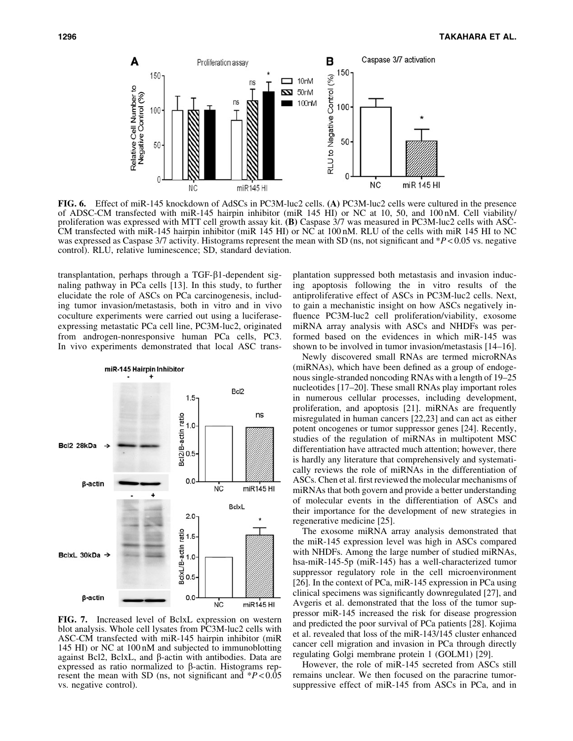**FIG. 6.** Effect of miR-145 knockdown of AdSCs in PC3M-luc2 cells. **(A)** PC3M-luc2 cells were cultured in the presence of ADSC-CM transfected with miR-145 hairpin inhibitor (miR 145 HI) or NC at 10, 50, and 100 nM. Cell viability/proliferation was expressed with MTT cell growth assay kit. **(B)** Caspase 3/7 was measured in PC3M-luc2 cells with ASC-CM transfected with miR-145 hairpin inhibitor (miR 145 HI) or NC at 100 nM. RLU of the cells with miR 145 HI to NC was expressed as Caspase 3/7 activity. Histograms represent the mean with SD (ns, not significant and *$P < 0.05$ vs. negative control). RLU, relative luminescence; SD, standard deviation.

**FIG. 7.** Increased level of BclxL expression on western blot analysis. Whole cell lysates from PC3M-luc2 cells with ASC-CM transfected with miR-145 hairpin inhibitor (miR 145 HI) or NC at 100 nM and subjected to immunoblotting against Bcl2, BclxL, and β-actin with antibodies. Data are expressed as ratio normalized to β-actin. Histograms represent the mean with SD (ns, not significant and *$P < 0.05$ vs. negative control).

transplantation, perhaps through a TGF-β1-dependent signaling pathway in PCa cells [13]. In this study, to further elucidate the role of ASCs on PCa carcinogenesis, including tumor invasion/metastasis, both in vitro and in vivo coculture experiments were carried out using a luciferase-expressing metastatic PCa cell line, PC3M-luc2, originated from androgen-nonresponsive human PCa cells, PC3. In vivo experiments demonstrated that local ASC transplantation suppressed both metastasis and invasion inducing apoptosis following the in vitro results of the antiproliferative effect of ASCs in PC3M-luc2 cells. Next, to gain a mechanistic insight on how ASCs negatively influence PC3M-luc2 cell proliferation/viability, exosome miRNA array analysis with ASCs and NHDFs was performed based on the evidences in which miR-145 was shown to be involved in tumor invasion/metastasis [14–16].

Newly discovered small RNAs are termed microRNAs (miRNAs), which have been defined as a group of endogenous single-stranded noncoding RNAs with a length of 19–25 nucleotides [17–20]. These small RNAs play important roles in numerous cellular processes, including development, proliferation, and apoptosis [21]. miRNAs are frequently misregulated in human cancers [22,23] and can act as either potent oncogenes or tumor suppressor genes [24]. Recently, studies of the regulation of miRNAs in multipotent MSC differentiation have attracted much attention; however, there is hardly any literature that comprehensively and systematically reviews the role of miRNAs in the differentiation of ASCs. Chen et al. first reviewed the molecular mechanisms of miRNAs that both govern and provide a better understanding of molecular events in the differentiation of ASCs and their importance for the development of new strategies in regenerative medicine [25].

The exosome miRNA array analysis demonstrated that the miR-145 expression level was high in ASCs compared with NHDFs. Among the large number of studied miRNAs, hsa-miR-145-5p (miR-145) has a well-characterized tumor suppressor regulatory role in the cell microenvironment [26]. In the context of PCa, miR-145 expression in PCa using clinical specimens was significantly downregulated [27], and Avgeris et al. demonstrated that the loss of the tumor suppressor miR-145 increased the risk for disease progression and predicted the poor survival of PCa patients [28]. Kojima et al. revealed that loss of the miR-143/145 cluster enhanced cancer cell migration and invasion in PCa through directly regulating Golgi membrane protein 1 (GOLM1) [29].

However, the role of miR-145 secreted from ASCs still remains unclear. We then focused on the paracrine tumor-suppressive effect of miR-145 from ASCs in PCa, and in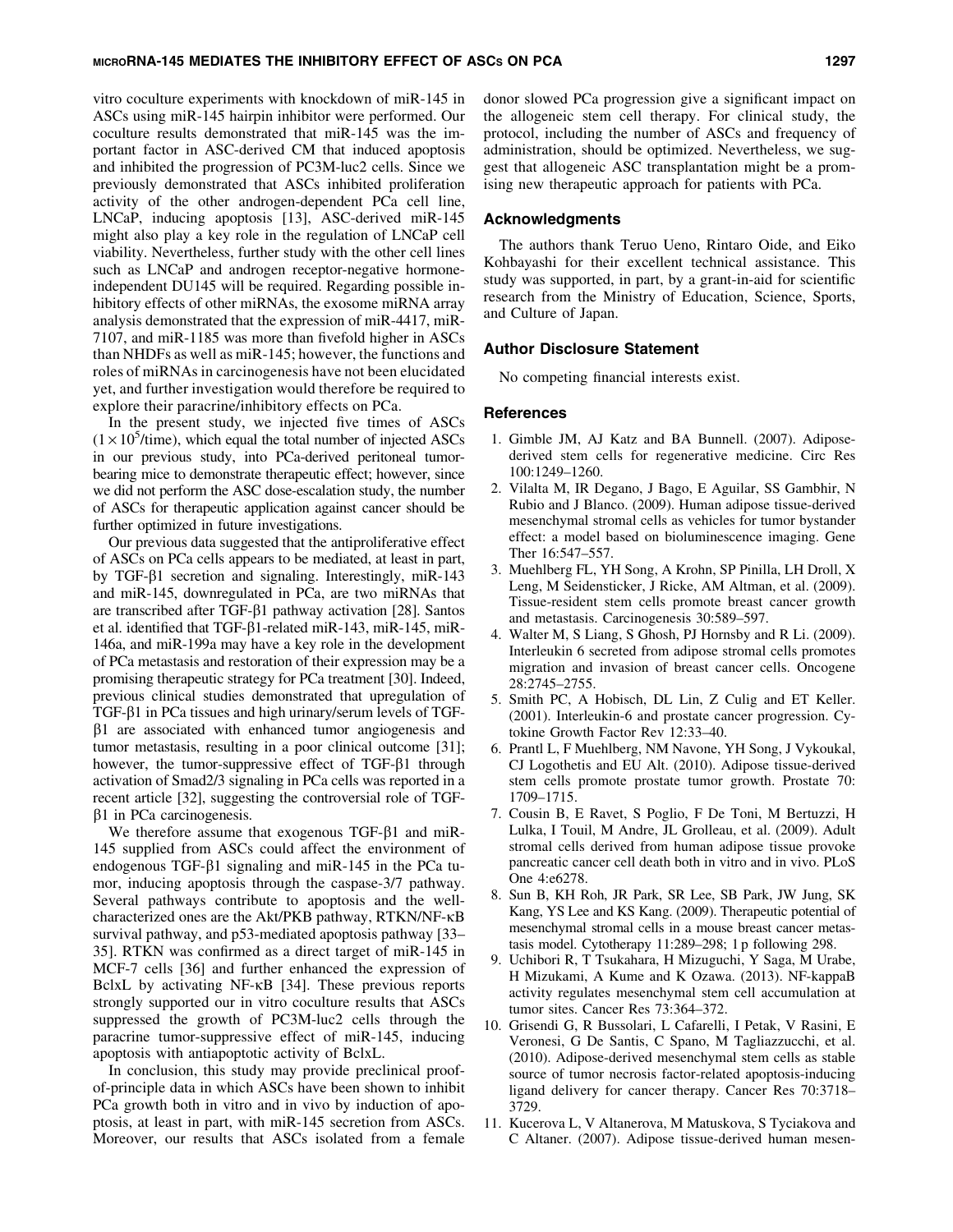vitro coculture experiments with knockdown of miR-145 in ASCs using miR-145 hairpin inhibitor were performed. Our coculture results demonstrated that miR-145 was the important factor in ASC-derived CM that induced apoptosis and inhibited the progression of PC3M-luc2 cells. Since we previously demonstrated that ASCs inhibited proliferation activity of the other androgen-dependent PCa cell line, LNCaP, inducing apoptosis [13], ASC-derived miR-145 might also play a key role in the regulation of LNCaP cell viability. Nevertheless, further study with the other cell lines such as LNCaP and androgen receptor-negative hormone-independent DU145 will be required. Regarding possible inhibitory effects of other miRNAs, the exosome miRNA array analysis demonstrated that the expression of miR-4417, miR-7107, and miR-1185 was more than fivefold higher in ASCs than NHDFs as well as miR-145; however, the functions and roles of miRNAs in carcinogenesis have not been elucidated yet, and further investigation would therefore be required to explore their paracrine/inhibitory effects on PCa.

In the present study, we injected five times of ASCs ($1\times10^5$/time), which equal the total number of injected ASCs in our previous study, into PCa-derived peritoneal tumor-bearing mice to demonstrate therapeutic effect; however, since we did not perform the ASC dose-escalation study, the number of ASCs for therapeutic application against cancer should be further optimized in future investigations.

Our previous data suggested that the antiproliferative effect of ASCs on PCa cells appears to be mediated, at least in part, by TGF-β1 secretion and signaling. Interestingly, miR-143 and miR-145, downregulated in PCa, are two miRNAs that are transcribed after TGF-β1 pathway activation [28]. Santos et al. identified that TGF-β1-related miR-143, miR-145, miR-146a, and miR-199a may have a key role in the development of PCa metastasis and restoration of their expression may be a promising therapeutic strategy for PCa treatment [30]. Indeed, previous clinical studies demonstrated that upregulation of TGF-β1 in PCa tissues and high urinary/serum levels of TGF-β1 are associated with enhanced tumor angiogenesis and tumor metastasis, resulting in a poor clinical outcome [31]; however, the tumor-suppressive effect of TGF-β1 through activation of Smad2/3 signaling in PCa cells was reported in a recent article [32], suggesting the controversial role of TGF-β1 in PCa carcinogenesis.

We therefore assume that exogenous TGF-β1 and miR-145 supplied from ASCs could affect the environment of endogenous TGF-β1 signaling and miR-145 in the PCa tumor, inducing apoptosis through the caspase-3/7 pathway. Several pathways contribute to apoptosis and the well-characterized ones are the Akt/PKB pathway, RTKN/NF-κB survival pathway, and p53-mediated apoptosis pathway [33–35]. RTKN was confirmed as a direct target of miR-145 in MCF-7 cells [36] and further enhanced the expression of BclxL by activating NF-κB [34]. These previous reports strongly supported our in vitro coculture results that ASCs suppressed the growth of PC3M-luc2 cells through the paracrine tumor-suppressive effect of miR-145, inducing apoptosis with antiapoptotic activity of BclxL.

In conclusion, this study may provide preclinical proof-of-principle data in which ASCs have been shown to inhibit PCa growth both in vitro and in vivo by induction of apoptosis, at least in part, with miR-145 secretion from ASCs. Moreover, our results that ASCs isolated from a female donor slowed PCa progression give a significant impact on the allogeneic stem cell therapy. For clinical study, the protocol, including the number of ASCs and frequency of administration, should be optimized. Nevertheless, we suggest that allogeneic ASC transplantation might be a promising new therapeutic approach for patients with PCa.

## Acknowledgments

The authors thank Teruo Ueno, Rintaro Oide, and Eiko Kohbayashi for their excellent technical assistance. This study was supported, in part, by a grant-in-aid for scientific research from the Ministry of Education, Science, Sports, and Culture of Japan.

## Author Disclosure Statement

No competing financial interests exist.

## References

1. Gimble JM, AJ Katz and BA Bunnell. (2007). Adipose-derived stem cells for regenerative medicine. Circ Res 100:1249–1260.
2. Vilalta M, IR Degano, J Bago, E Aguilar, SS Gambhir, N Rubio and J Blanco. (2009). Human adipose tissue-derived mesenchymal stromal cells as vehicles for tumor bystander effect: a model based on bioluminescence imaging. Gene Ther 16:547–557.
3. Muehlberg FL, YH Song, A Krohn, SP Pinilla, LH Droll, X Leng, M Seidensticker, J Ricke, AM Altman, et al. (2009). Tissue-resident stem cells promote breast cancer growth and metastasis. Carcinogenesis 30:589–597.
4. Walter M, S Liang, S Ghosh, PJ Hornsby and R Li. (2009). Interleukin 6 secreted from adipose stromal cells promotes migration and invasion of breast cancer cells. Oncogene 28:2745–2755.
5. Smith PC, A Hobisch, DL Lin, Z Culig and ET Keller. (2001). Interleukin-6 and prostate cancer progression. Cytokine Growth Factor Rev 12:33–40.
6. Prantl L, F Muehlberg, NM Navone, YH Song, J Vykoukal, CJ Logothetis and EU Alt. (2010). Adipose tissue-derived stem cells promote prostate tumor growth. Prostate 70: 1709–1715.
7. Cousin B, E Ravet, S Poglio, F De Toni, M Bertuzzi, H Lulka, I Touil, M Andre, JL Grolleau, et al. (2009). Adult stromal cells derived from human adipose tissue provoke pancreatic cancer cell death both in vitro and in vivo. PLoS One 4:e6278.
8. Sun B, KH Roh, JR Park, SR Lee, SB Park, JW Jung, SK Kang, YS Lee and KS Kang. (2009). Therapeutic potential of mesenchymal stromal cells in a mouse breast cancer metastasis model. Cytotherapy 11:289–298; 1 p following 298.
9. Uchibori R, T Tsukahara, H Mizuguchi, Y Saga, M Urabe, H Mizukami, A Kume and K Ozawa. (2013). NF-kappaB activity regulates mesenchymal stem cell accumulation at tumor sites. Cancer Res 73:364–372.
10. Grisendi G, R Bussolari, L Cafarelli, I Petak, V Rasini, E Veronesi, G De Santis, C Spano, M Tagliazzucchi, et al. (2010). Adipose-derived mesenchymal stem cells as stable source of tumor necrosis factor-related apoptosis-inducing ligand delivery for cancer therapy. Cancer Res 70:3718–3729.
11. Kucerova L, V Altanerova, M Matuskova, S Tyciakova and C Altaner. (2007). Adipose tissue-derived human mesen-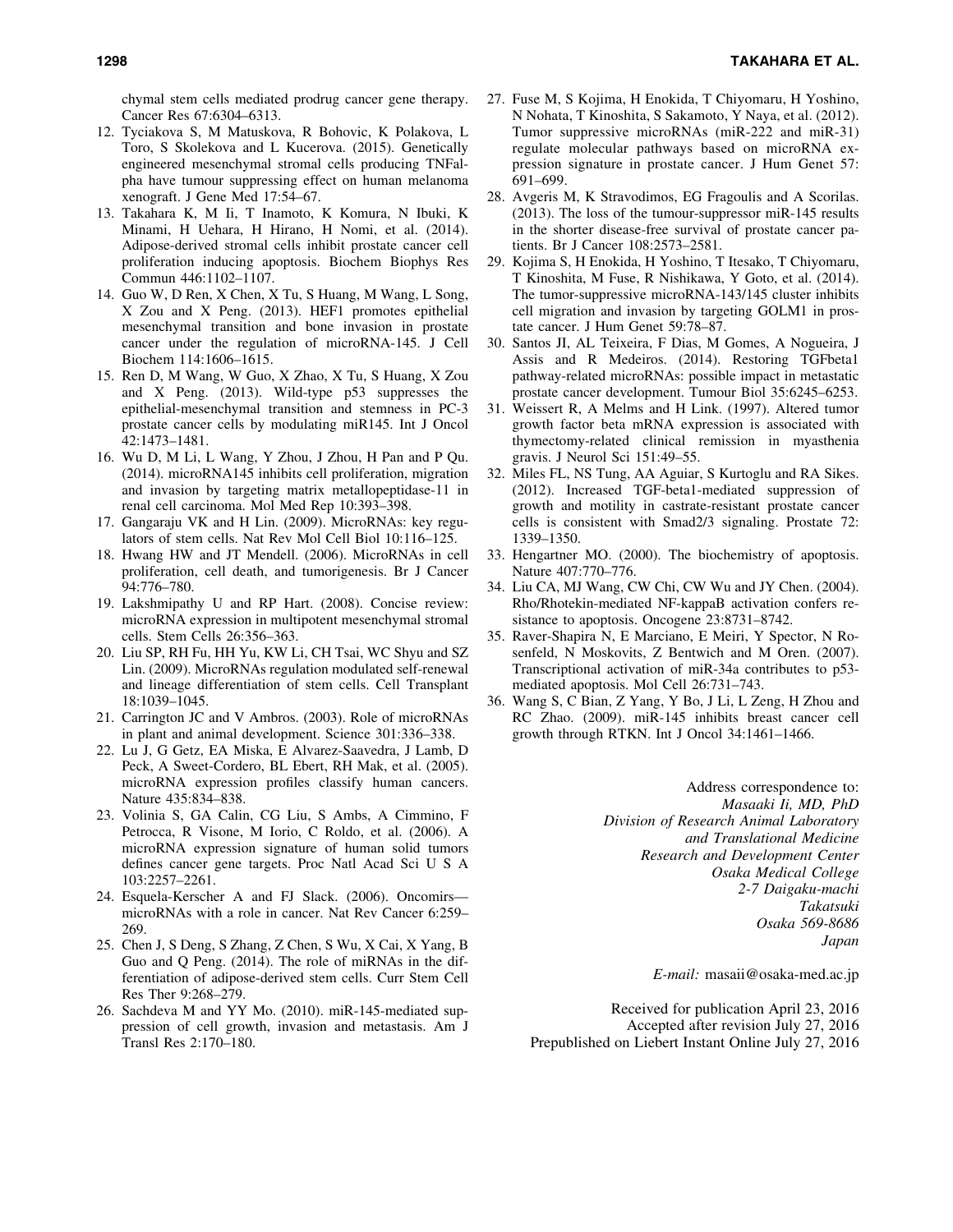chymal stem cells mediated prodrug cancer gene therapy. Cancer Res 67:6304–6313.

12. Tyciakova S, M Matuskova, R Bohovic, K Polakova, L Toro, S Skolekova and L Kucerova. (2015). Genetically engineered mesenchymal stromal cells producing TNFalpha have tumour suppressing effect on human melanoma xenograft. J Gene Med 17:54–67.
13. Takahara K, M Ii, T Inamoto, K Komura, N Ibuki, K Minami, H Uehara, H Hirano, H Nomi, et al. (2014). Adipose-derived stromal cells inhibit prostate cancer cell proliferation inducing apoptosis. Biochem Biophys Res Commun 446:1102–1107.
14. Guo W, D Ren, X Chen, X Tu, S Huang, M Wang, L Song, X Zou and X Peng. (2013). HEF1 promotes epithelial mesenchymal transition and bone invasion in prostate cancer under the regulation of microRNA-145. J Cell Biochem 114:1606–1615.
15. Ren D, M Wang, W Guo, X Zhao, X Tu, S Huang, X Zou and X Peng. (2013). Wild-type p53 suppresses the epithelial-mesenchymal transition and stemness in PC-3 prostate cancer cells by modulating miR145. Int J Oncol 42:1473–1481.
16. Wu D, M Li, L Wang, Y Zhou, J Zhou, H Pan and P Qu. (2014). microRNA145 inhibits cell proliferation, migration and invasion by targeting matrix metallopeptidase-11 in renal cell carcinoma. Mol Med Rep 10:393–398.
17. Gangaraju VK and H Lin. (2009). MicroRNAs: key regulators of stem cells. Nat Rev Mol Cell Biol 10:116–125.
18. Hwang HW and JT Mendell. (2006). MicroRNAs in cell proliferation, cell death, and tumorigenesis. Br J Cancer 94:776–780.
19. Lakshmipathy U and RP Hart. (2008). Concise review: microRNA expression in multipotent mesenchymal stromal cells. Stem Cells 26:356–363.
20. Liu SP, RH Fu, HH Yu, KW Li, CH Tsai, WC Shyu and SZ Lin. (2009). MicroRNAs regulation modulated self-renewal and lineage differentiation of stem cells. Cell Transplant 18:1039–1045.
21. Carrington JC and V Ambros. (2003). Role of microRNAs in plant and animal development. Science 301:336–338.
22. Lu J, G Getz, EA Miska, E Alvarez-Saavedra, J Lamb, D Peck, A Sweet-Cordero, BL Ebert, RH Mak, et al. (2005). microRNA expression profiles classify human cancers. Nature 435:834–838.
23. Volinia S, GA Calin, CG Liu, S Ambs, A Cimmino, F Petrocca, R Visone, M Iorio, C Roldo, et al. (2006). A microRNA expression signature of human solid tumors defines cancer gene targets. Proc Natl Acad Sci U S A 103:2257–2261.
24. Esquela-Kerscher A and FJ Slack. (2006). Oncomirs—microRNAs with a role in cancer. Nat Rev Cancer 6:259–269.
25. Chen J, S Deng, S Zhang, Z Chen, S Wu, X Cai, X Yang, B Guo and Q Peng. (2014). The role of miRNAs in the differentiation of adipose-derived stem cells. Curr Stem Cell Res Ther 9:268–279.
26. Sachdeva M and YY Mo. (2010). miR-145-mediated suppression of cell growth, invasion and metastasis. Am J Transl Res 2:170–180.
27. Fuse M, S Kojima, H Enokida, T Chiyomaru, H Yoshino, N Nohata, T Kinoshita, S Sakamoto, Y Naya, et al. (2012). Tumor suppressive microRNAs (miR-222 and miR-31) regulate molecular pathways based on microRNA expression signature in prostate cancer. J Hum Genet 57: 691–699.
28. Avgeris M, K Stravodimos, EG Fragoulis and A Scorilas. (2013). The loss of the tumour-suppressor miR-145 results in the shorter disease-free survival of prostate cancer patients. Br J Cancer 108:2573–2581.
29. Kojima S, H Enokida, H Yoshino, T Itesako, T Chiyomaru, T Kinoshita, M Fuse, R Nishikawa, Y Goto, et al. (2014). The tumor-suppressive microRNA-143/145 cluster inhibits cell migration and invasion by targeting GOLM1 in prostate cancer. J Hum Genet 59:78–87.
30. Santos JI, AL Teixeira, F Dias, M Gomes, A Nogueira, J Assis and R Medeiros. (2014). Restoring TGFbeta1 pathway-related microRNAs: possible impact in metastatic prostate cancer development. Tumour Biol 35:6245–6253.
31. Weissert R, A Melms and H Link. (1997). Altered tumor growth factor beta mRNA expression is associated with thymectomy-related clinical remission in myasthenia gravis. J Neurol Sci 151:49–55.
32. Miles FL, NS Tung, AA Aguiar, S Kurtoglu and RA Sikes. (2012). Increased TGF-beta1-mediated suppression of growth and motility in castrate-resistant prostate cancer cells is consistent with Smad2/3 signaling. Prostate 72: 1339–1350.
33. Hengartner MO. (2000). The biochemistry of apoptosis. Nature 407:770–776.
34. Liu CA, MJ Wang, CW Chi, CW Wu and JY Chen. (2004). Rho/Rhotekin-mediated NF-kappaB activation confers resistance to apoptosis. Oncogene 23:8731–8742.
35. Raver-Shapira N, E Marciano, E Meiri, Y Spector, N Rosenfeld, N Moskovits, Z Bentwich and M Oren. (2007). Transcriptional activation of miR-34a contributes to p53-mediated apoptosis. Mol Cell 26:731–743.
36. Wang S, C Bian, Z Yang, Y Bo, J Li, L Zeng, H Zhou and RC Zhao. (2009). miR-145 inhibits breast cancer cell growth through RTKN. Int J Oncol 34:1461–1466.

Address correspondence to:
*Masaaki Ii, MD, PhD*
*Division of Research Animal Laboratory and Translational Medicine*
*Research and Development Center*
*Osaka Medical College*
*2-7 Daigaku-machi*
*Takatsuki*
*Osaka 569-8686*
*Japan*

*E-mail:* masaii@osaka-med.ac.jp

Received for publication April 23, 2016
Accepted after revision July 27, 2016
Prepublished on Liebert Instant Online July 27, 2016